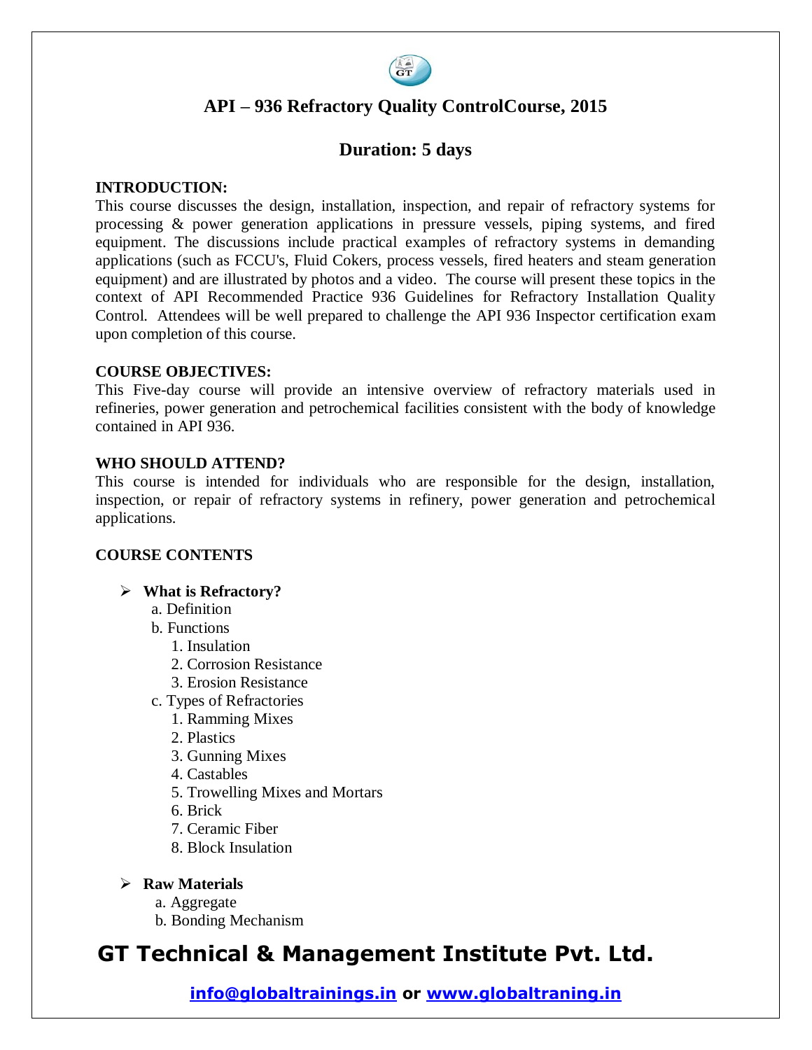# API – 936 Refractory Quality ControlCourse, 2015

## Duration: 5 days

**INTRODUCTION:**

This course discusses the design, installation, inspection, and repair of refractory systems for processing & power generation applications in pressure vessels, piping systems, and fired equipment. The discussions include practical examples of refractory systems in demanding applications (such as FCCU's, Fluid Cokers, process vessels, fired heaters and steam generation equipment) and are illustrated by photos and a video. The course will present these topics in the context of API Recommended Practice 936 Guidelines for Refractory Installation Quality Control. Attendees will be well prepared to challenge the API 936 Inspector certification exam upon completion of this course.

**COURSE OBJECTIVES:**

This Five-day course will provide an intensive overview of refractory materials used in refineries, power generation and petrochemical facilities consistent with the body of knowledge contained in API 936.

**WHO SHOULD ATTEND?**

This course is intended for individuals who are responsible for the design, installation, inspection, or repair of refractory systems in refinery, power generation and petrochemical applications.

**COURSE CONTENTS**

- **What is Refractory?**
  - a. Definition
  - b. Functions
    1. Insulation
    2. Corrosion Resistance
    3. Erosion Resistance
  - c. Types of Refractories
    1. Ramming Mixes
    2. Plastics
    3. Gunning Mixes
    4. Castables
    5. Trowelling Mixes and Mortars
    6. Brick
    7. Ceramic Fiber
    8. Block Insulation

- **Raw Materials**
  - a. Aggregate
  - b. Bonding Mechanism

**GT Technical & Management Institute Pvt. Ltd.**

info@globaltrainings.in or www.globaltraning.in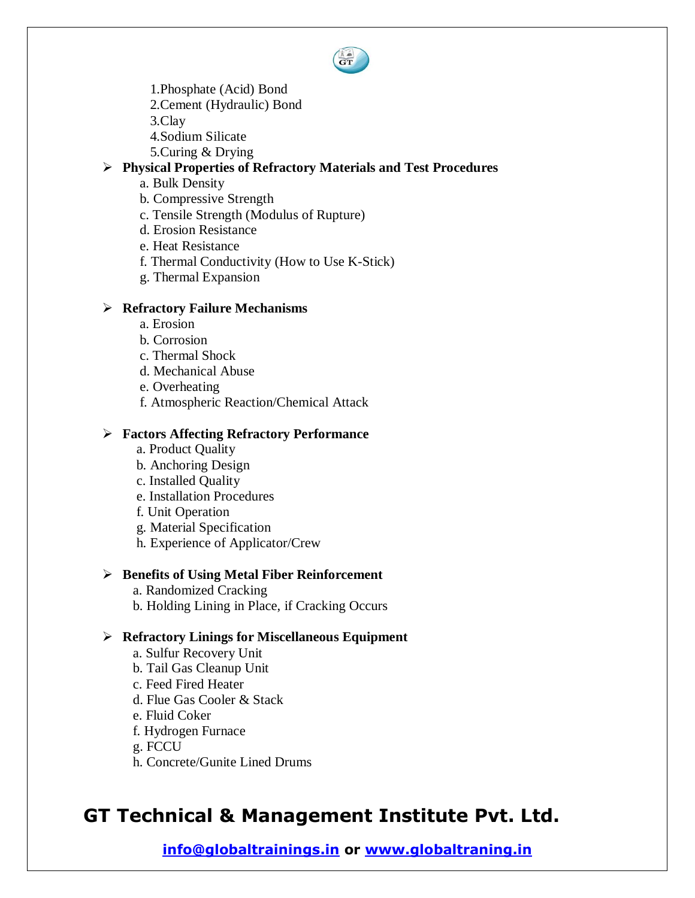1. Phosphate (Acid) Bond
2. Cement (Hydraulic) Bond
3. Clay
4. Sodium Silicate
5. Curing & Drying

- **Physical Properties of Refractory Materials and Test Procedures**
  - a. Bulk Density
  - b. Compressive Strength
  - c. Tensile Strength (Modulus of Rupture)
  - d. Erosion Resistance
  - e. Heat Resistance
  - f. Thermal Conductivity (How to Use K-Stick)
  - g. Thermal Expansion

- **Refractory Failure Mechanisms**
  - a. Erosion
  - b. Corrosion
  - c. Thermal Shock
  - d. Mechanical Abuse
  - e. Overheating
  - f. Atmospheric Reaction/Chemical Attack

- **Factors Affecting Refractory Performance**
  - a. Product Quality
  - b. Anchoring Design
  - c. Installed Quality
  - e. Installation Procedures
  - f. Unit Operation
  - g. Material Specification
  - h. Experience of Applicator/Crew

- **Benefits of Using Metal Fiber Reinforcement**
  - a. Randomized Cracking
  - b. Holding Lining in Place, if Cracking Occurs

- **Refractory Linings for Miscellaneous Equipment**
  - a. Sulfur Recovery Unit
  - b. Tail Gas Cleanup Unit
  - c. Feed Fired Heater
  - d. Flue Gas Cooler & Stack
  - e. Fluid Coker
  - f. Hydrogen Furnace
  - g. FCCU
  - h. Concrete/Gunite Lined Drums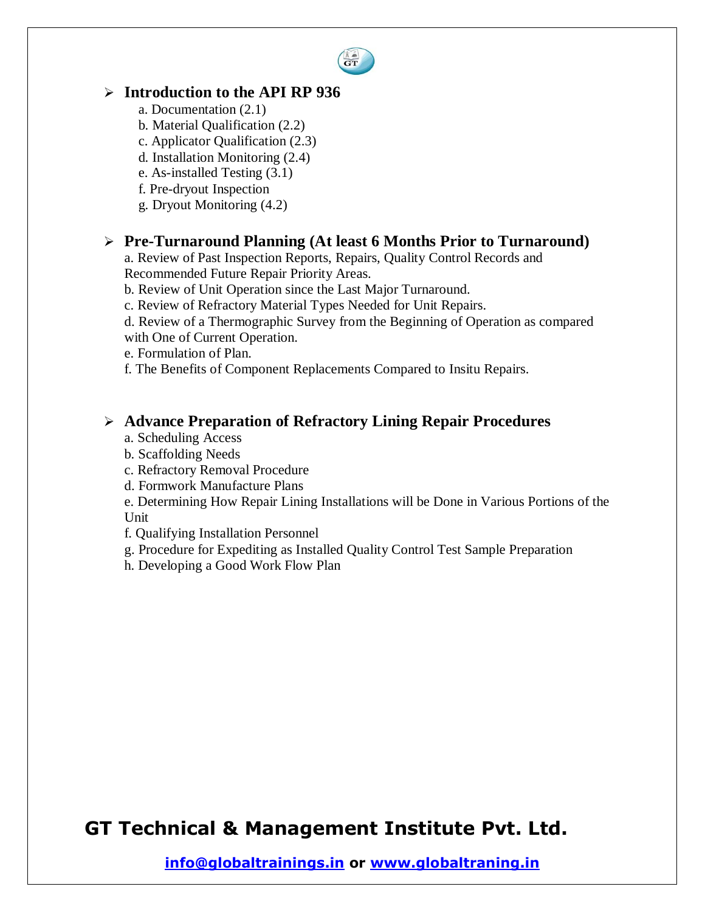- **Introduction to the API RP 936**
    a. Documentation (2.1)
    b. Material Qualification (2.2)
    c. Applicator Qualification (2.3)
    d. Installation Monitoring (2.4)
    e. As-installed Testing (3.1)
    f. Pre-dryout Inspection
    g. Dryout Monitoring (4.2)

- **Pre-Turnaround Planning (At least 6 Months Prior to Turnaround)**
  a. Review of Past Inspection Reports, Repairs, Quality Control Records and Recommended Future Repair Priority Areas.
  b. Review of Unit Operation since the Last Major Turnaround.
  c. Review of Refractory Material Types Needed for Unit Repairs.
  d. Review of a Thermographic Survey from the Beginning of Operation as compared with One of Current Operation.
  e. Formulation of Plan.
  f. The Benefits of Component Replacements Compared to Insitu Repairs.

- **Advance Preparation of Refractory Lining Repair Procedures**
  a. Scheduling Access
  b. Scaffolding Needs
  c. Refractory Removal Procedure
  d. Formwork Manufacture Plans
  e. Determining How Repair Lining Installations will be Done in Various Portions of the Unit
  f. Qualifying Installation Personnel
  g. Procedure for Expediting as Installed Quality Control Test Sample Preparation
  h. Developing a Good Work Flow Plan